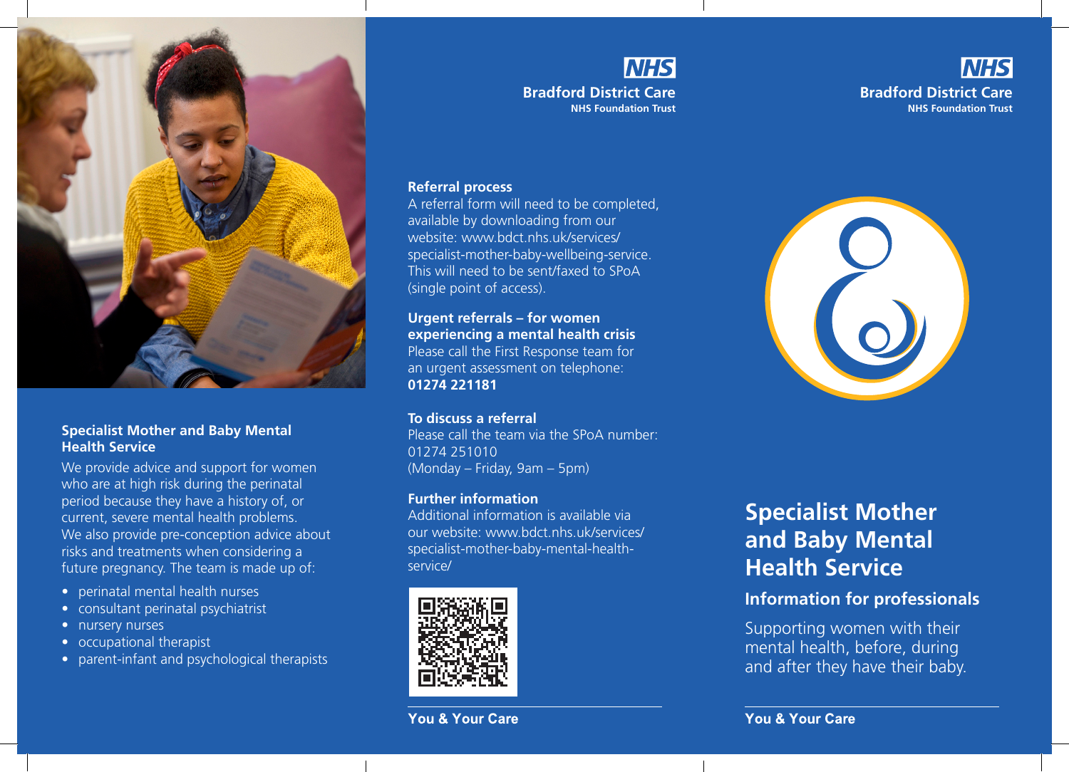## Specialist Mother and Baby Mental Health Service

We provide advice and support for women who are at high risk during the perinatal period because they have a history of, or current, severe mental health problems. We also provide pre-conception advice about risks and treatments when considering a future pregnancy. The team is made up of:

- perinatal mental health nurses
- consultant perinatal psychiatrist
- nursery nurses
- occupational therapist
- parent-infant and psychological therapists

NHS
**Bradford District Care**
**NHS Foundation Trust**

### Referral process

A referral form will need to be completed, available by downloading from our website: www.bdct.nhs.uk/services/specialist-mother-baby-wellbeing-service. This will need to be sent/faxed to SPoA (single point of access).

### Urgent referrals – for women experiencing a mental health crisis

Please call the First Response team for an urgent assessment on telephone: **01274 221181**

### To discuss a referral

Please call the team via the SPoA number: 01274 251010
(Monday – Friday, 9am – 5pm)

### Further information

Additional information is available via our website: www.bdct.nhs.uk/services/specialist-mother-baby-mental-health-service/

**You & Your Care**

NHS
**Bradford District Care**
**NHS Foundation Trust**

# Specialist Mother and Baby Mental Health Service

## Information for professionals

Supporting women with their mental health, before, during and after they have their baby.

**You & Your Care**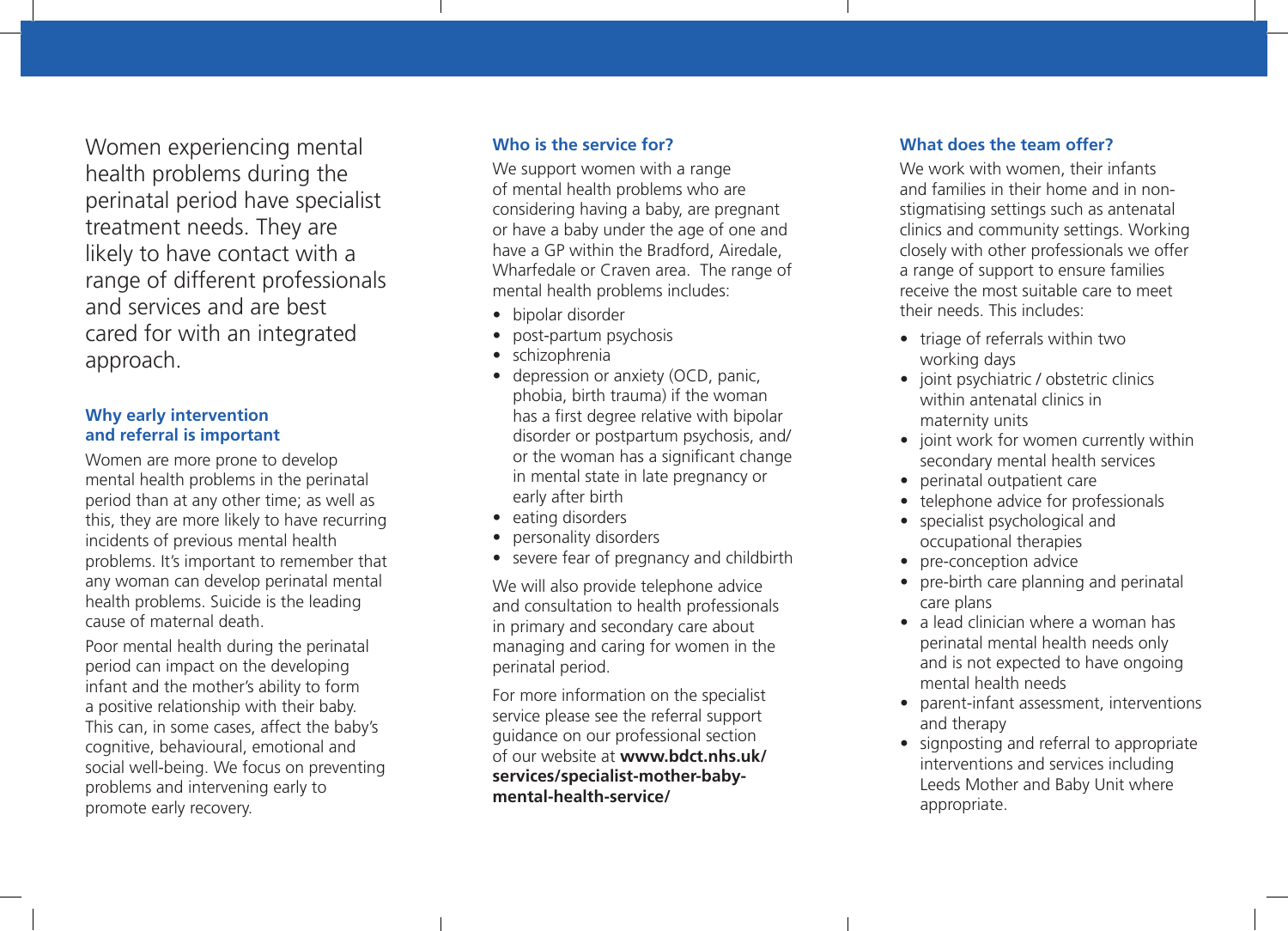Women experiencing mental health problems during the perinatal period have specialist treatment needs. They are likely to have contact with a range of different professionals and services and are best cared for with an integrated approach.

## Why early intervention and referral is important

Women are more prone to develop mental health problems in the perinatal period than at any other time; as well as this, they are more likely to have recurring incidents of previous mental health problems. It's important to remember that any woman can develop perinatal mental health problems. Suicide is the leading cause of maternal death.

Poor mental health during the perinatal period can impact on the developing infant and the mother's ability to form a positive relationship with their baby. This can, in some cases, affect the baby's cognitive, behavioural, emotional and social well-being. We focus on preventing problems and intervening early to promote early recovery.

## Who is the service for?

We support women with a range of mental health problems who are considering having a baby, are pregnant or have a baby under the age of one and have a GP within the Bradford, Airedale, Wharfedale or Craven area. The range of mental health problems includes:

- bipolar disorder
- post-partum psychosis
- schizophrenia
- depression or anxiety (OCD, panic, phobia, birth trauma) if the woman has a first degree relative with bipolar disorder or postpartum psychosis, and/or the woman has a significant change in mental state in late pregnancy or early after birth
- eating disorders
- personality disorders
- severe fear of pregnancy and childbirth

We will also provide telephone advice and consultation to health professionals in primary and secondary care about managing and caring for women in the perinatal period.

For more information on the specialist service please see the referral support guidance on our professional section of our website at **www.bdct.nhs.uk/services/specialist-mother-baby-mental-health-service/**

## What does the team offer?

We work with women, their infants and families in their home and in non-stigmatising settings such as antenatal clinics and community settings. Working closely with other professionals we offer a range of support to ensure families receive the most suitable care to meet their needs. This includes:

- triage of referrals within two working days
- joint psychiatric / obstetric clinics within antenatal clinics in maternity units
- joint work for women currently within secondary mental health services
- perinatal outpatient care
- telephone advice for professionals
- specialist psychological and occupational therapies
- pre-conception advice
- pre-birth care planning and perinatal care plans
- a lead clinician where a woman has perinatal mental health needs only and is not expected to have ongoing mental health needs
- parent-infant assessment, interventions and therapy
- signposting and referral to appropriate interventions and services including Leeds Mother and Baby Unit where appropriate.